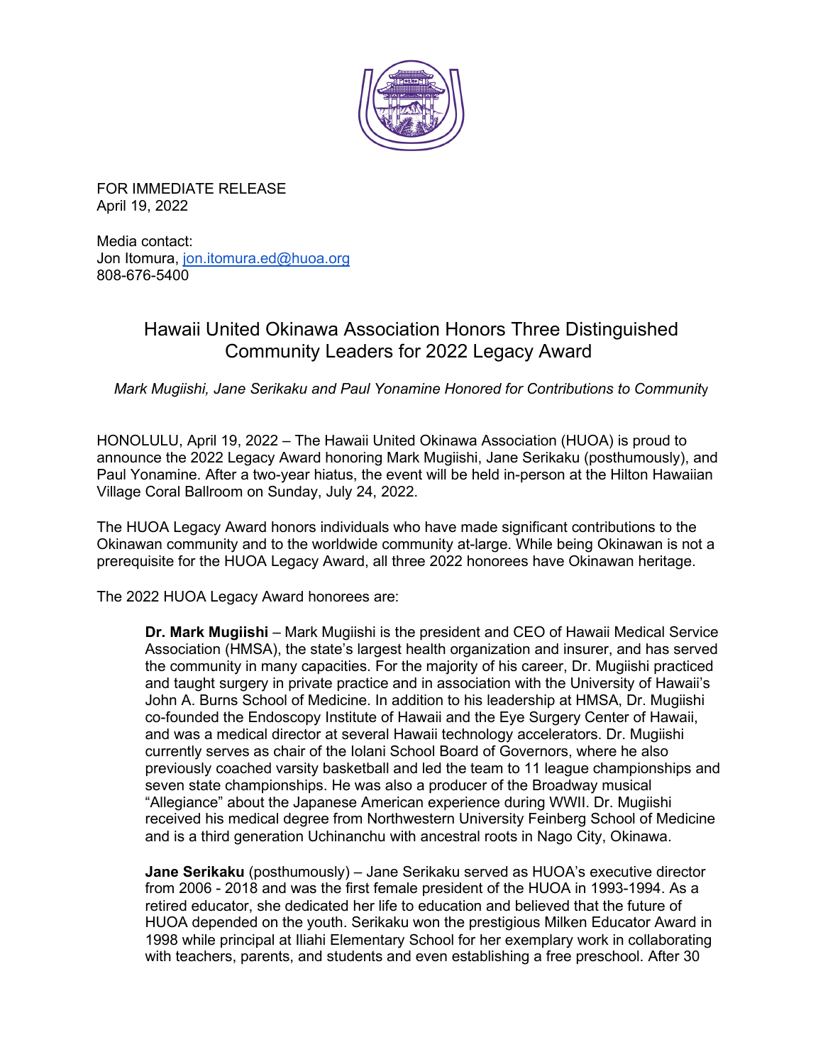FOR IMMEDIATE RELEASE
April 19, 2022

Media contact:
Jon Itomura, jon.itomura.ed@huoa.org
808-676-5400

# Hawaii United Okinawa Association Honors Three Distinguished Community Leaders for 2022 Legacy Award

*Mark Mugiishi, Jane Serikaku and Paul Yonamine Honored for Contributions to Community*

HONOLULU, April 19, 2022 – The Hawaii United Okinawa Association (HUOA) is proud to announce the 2022 Legacy Award honoring Mark Mugiishi, Jane Serikaku (posthumously), and Paul Yonamine. After a two-year hiatus, the event will be held in-person at the Hilton Hawaiian Village Coral Ballroom on Sunday, July 24, 2022.

The HUOA Legacy Award honors individuals who have made significant contributions to the Okinawan community and to the worldwide community at-large. While being Okinawan is not a prerequisite for the HUOA Legacy Award, all three 2022 honorees have Okinawan heritage.

The 2022 HUOA Legacy Award honorees are:

> **Dr. Mark Mugiishi** – Mark Mugiishi is the president and CEO of Hawaii Medical Service Association (HMSA), the state's largest health organization and insurer, and has served the community in many capacities. For the majority of his career, Dr. Mugiishi practiced and taught surgery in private practice and in association with the University of Hawaii's John A. Burns School of Medicine. In addition to his leadership at HMSA, Dr. Mugiishi co-founded the Endoscopy Institute of Hawaii and the Eye Surgery Center of Hawaii, and was a medical director at several Hawaii technology accelerators. Dr. Mugiishi currently serves as chair of the Iolani School Board of Governors, where he also previously coached varsity basketball and led the team to 11 league championships and seven state championships. He was also a producer of the Broadway musical "Allegiance" about the Japanese American experience during WWII. Dr. Mugiishi received his medical degree from Northwestern University Feinberg School of Medicine and is a third generation Uchinanchu with ancestral roots in Nago City, Okinawa.
>
> **Jane Serikaku** (posthumously) – Jane Serikaku served as HUOA's executive director from 2006 - 2018 and was the first female president of the HUOA in 1993-1994. As a retired educator, she dedicated her life to education and believed that the future of HUOA depended on the youth. Serikaku won the prestigious Milken Educator Award in 1998 while principal at Iliahi Elementary School for her exemplary work in collaborating with teachers, parents, and students and even establishing a free preschool. After 30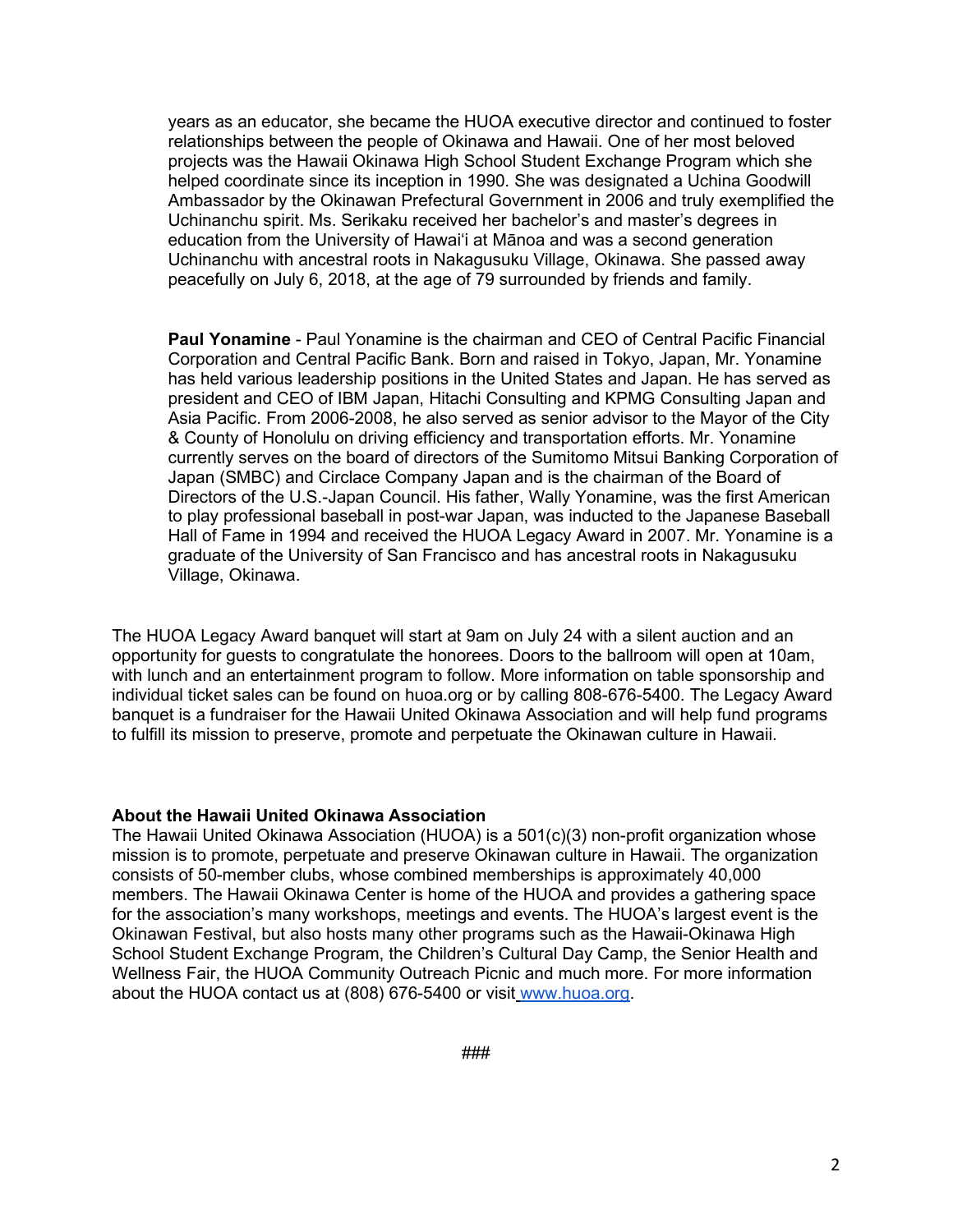years as an educator, she became the HUOA executive director and continued to foster relationships between the people of Okinawa and Hawaii. One of her most beloved projects was the Hawaii Okinawa High School Student Exchange Program which she helped coordinate since its inception in 1990. She was designated a Uchina Goodwill Ambassador by the Okinawan Prefectural Government in 2006 and truly exemplified the Uchinanchu spirit. Ms. Serikaku received her bachelor's and master's degrees in education from the University of Hawaiʻi at Mānoa and was a second generation Uchinanchu with ancestral roots in Nakagusuku Village, Okinawa. She passed away peacefully on July 6, 2018, at the age of 79 surrounded by friends and family.

**Paul Yonamine** - Paul Yonamine is the chairman and CEO of Central Pacific Financial Corporation and Central Pacific Bank. Born and raised in Tokyo, Japan, Mr. Yonamine has held various leadership positions in the United States and Japan. He has served as president and CEO of IBM Japan, Hitachi Consulting and KPMG Consulting Japan and Asia Pacific. From 2006-2008, he also served as senior advisor to the Mayor of the City & County of Honolulu on driving efficiency and transportation efforts. Mr. Yonamine currently serves on the board of directors of the Sumitomo Mitsui Banking Corporation of Japan (SMBC) and Circlace Company Japan and is the chairman of the Board of Directors of the U.S.-Japan Council. His father, Wally Yonamine, was the first American to play professional baseball in post-war Japan, was inducted to the Japanese Baseball Hall of Fame in 1994 and received the HUOA Legacy Award in 2007. Mr. Yonamine is a graduate of the University of San Francisco and has ancestral roots in Nakagusuku Village, Okinawa.

The HUOA Legacy Award banquet will start at 9am on July 24 with a silent auction and an opportunity for guests to congratulate the honorees. Doors to the ballroom will open at 10am, with lunch and an entertainment program to follow. More information on table sponsorship and individual ticket sales can be found on huoa.org or by calling 808-676-5400. The Legacy Award banquet is a fundraiser for the Hawaii United Okinawa Association and will help fund programs to fulfill its mission to preserve, promote and perpetuate the Okinawan culture in Hawaii.

**About the Hawaii United Okinawa Association**

The Hawaii United Okinawa Association (HUOA) is a 501(c)(3) non-profit organization whose mission is to promote, perpetuate and preserve Okinawan culture in Hawaii. The organization consists of 50-member clubs, whose combined memberships is approximately 40,000 members. The Hawaii Okinawa Center is home of the HUOA and provides a gathering space for the association's many workshops, meetings and events. The HUOA's largest event is the Okinawan Festival, but also hosts many other programs such as the Hawaii-Okinawa High School Student Exchange Program, the Children's Cultural Day Camp, the Senior Health and Wellness Fair, the HUOA Community Outreach Picnic and much more. For more information about the HUOA contact us at (808) 676-5400 or visit [www.huoa.org](http://www.huoa.org).

###